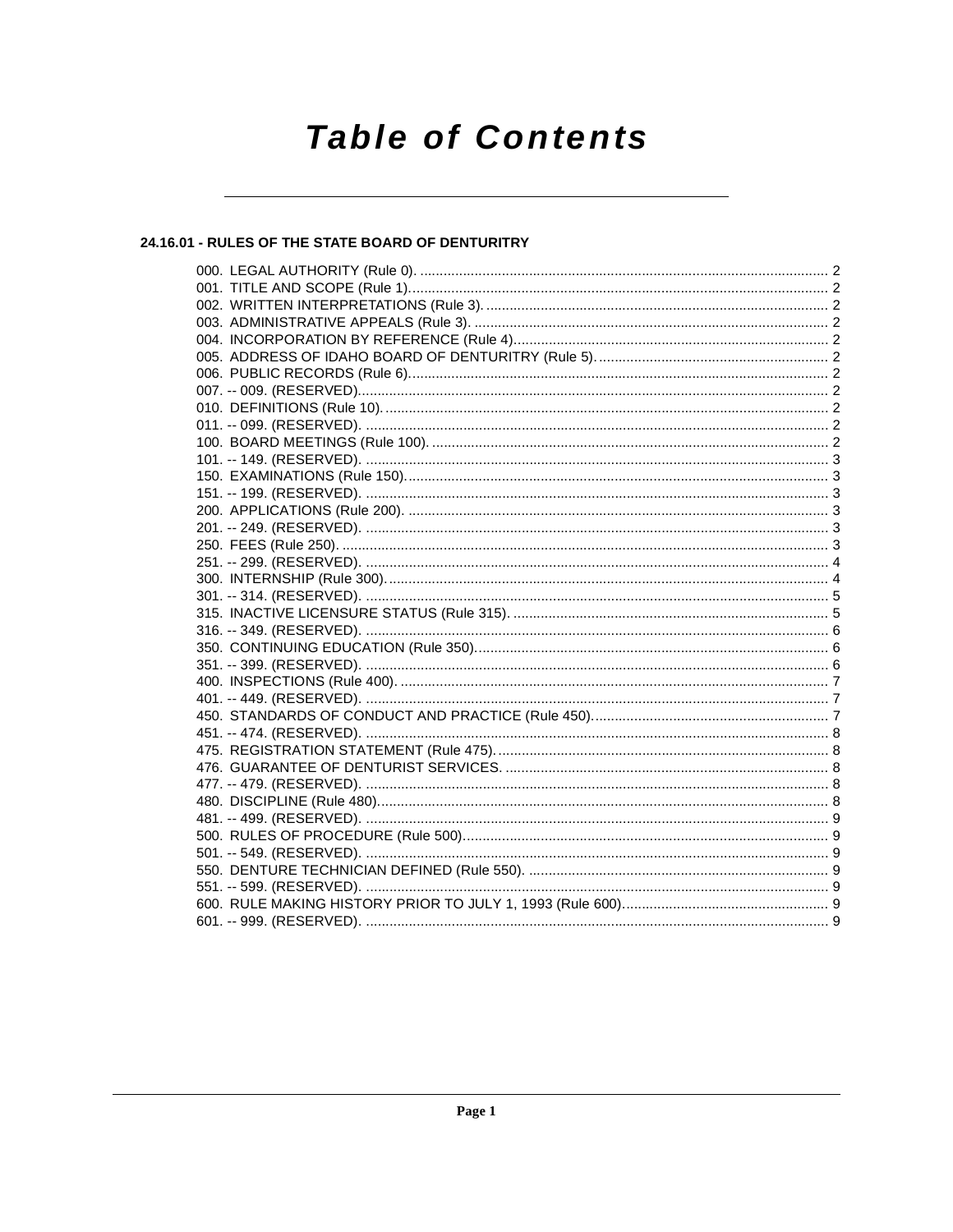# Table of Contents

## 24.16.01 - RULES OF THE STATE BOARD OF DENTURITRY

000. LEGAL AUTHORITY (Rule 0). ........................................ 2
001. TITLE AND SCOPE (Rule 1). ........................................ 2
002. WRITTEN INTERPRETATIONS (Rule 3). ........................................ 2
003. ADMINISTRATIVE APPEALS (Rule 3). ........................................ 2
004. INCORPORATION BY REFERENCE (Rule 4). ........................................ 2
005. ADDRESS OF IDAHO BOARD OF DENTURITRY (Rule 5). ........................................ 2
006. PUBLIC RECORDS (Rule 6). ........................................ 2
007. -- 009. (RESERVED). ........................................ 2
010. DEFINITIONS (Rule 10). ........................................ 2
011. -- 099. (RESERVED). ........................................ 2
100. BOARD MEETINGS (Rule 100). ........................................ 2
101. -- 149. (RESERVED). ........................................ 3
150. EXAMINATIONS (Rule 150). ........................................ 3
151. -- 199. (RESERVED). ........................................ 3
200. APPLICATIONS (Rule 200). ........................................ 3
201. -- 249. (RESERVED). ........................................ 3
250. FEES (Rule 250). ........................................ 3
251. -- 299. (RESERVED). ........................................ 4
300. INTERNSHIP (Rule 300). ........................................ 4
301. -- 314. (RESERVED). ........................................ 5
315. INACTIVE LICENSURE STATUS (Rule 315). ........................................ 5
316. -- 349. (RESERVED). ........................................ 6
350. CONTINUING EDUCATION (Rule 350). ........................................ 6
351. -- 399. (RESERVED). ........................................ 6
400. INSPECTIONS (Rule 400). ........................................ 7
401. -- 449. (RESERVED). ........................................ 7
450. STANDARDS OF CONDUCT AND PRACTICE (Rule 450). ........................................ 7
451. -- 474. (RESERVED). ........................................ 8
475. REGISTRATION STATEMENT (Rule 475). ........................................ 8
476. GUARANTEE OF DENTURIST SERVICES. ........................................ 8
477. -- 479. (RESERVED). ........................................ 8
480. DISCIPLINE (Rule 480). ........................................ 8
481. -- 499. (RESERVED). ........................................ 9
500. RULES OF PROCEDURE (Rule 500). ........................................ 9
501. -- 549. (RESERVED). ........................................ 9
550. DENTURE TECHNICIAN DEFINED (Rule 550). ........................................ 9
551. -- 599. (RESERVED). ........................................ 9
600. RULE MAKING HISTORY PRIOR TO JULY 1, 1993 (Rule 600). ........................................ 9
601. -- 999. (RESERVED). ........................................ 9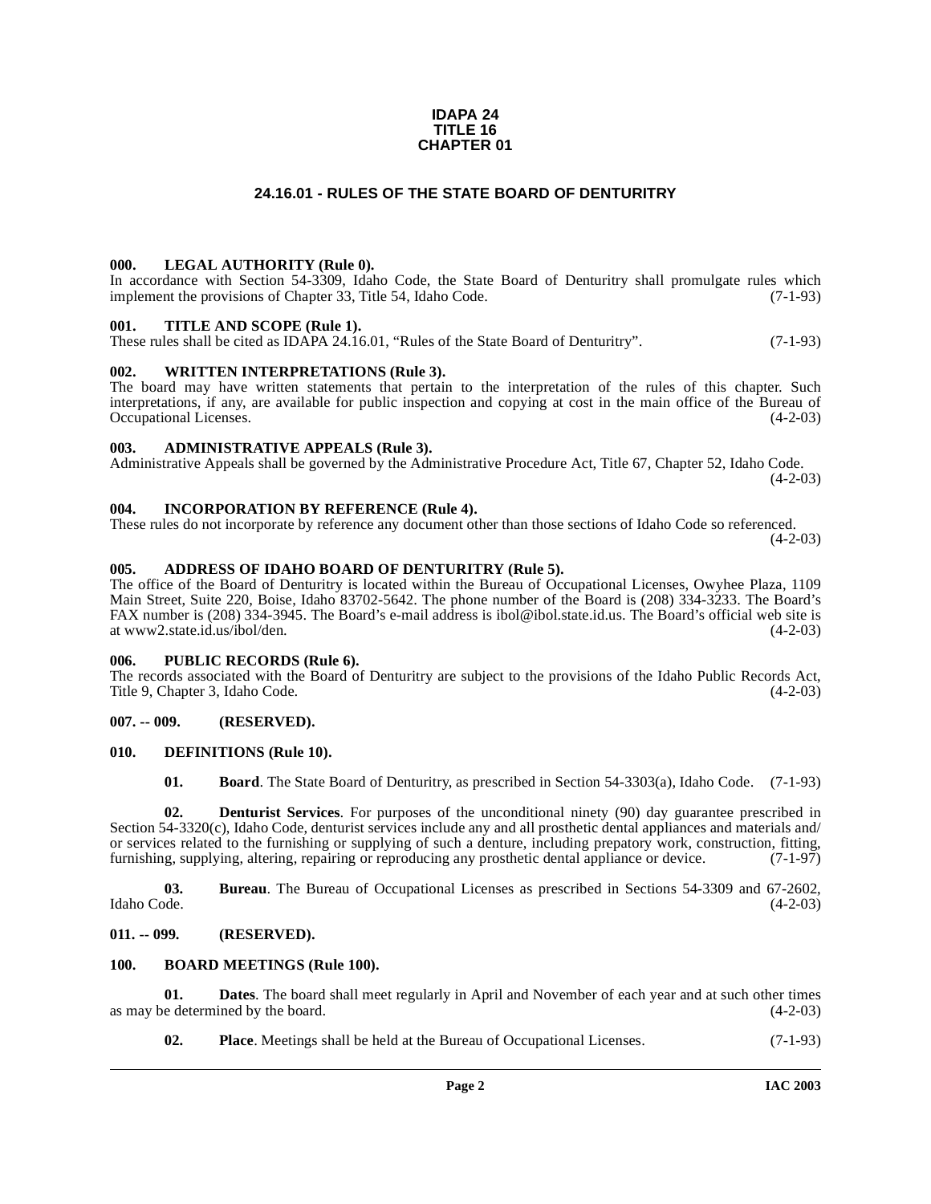**IDAPA 24**
**TITLE 16**
**CHAPTER 01**

# 24.16.01 - RULES OF THE STATE BOARD OF DENTURITRY

### 000. LEGAL AUTHORITY (Rule 0).

In accordance with Section 54-3309, Idaho Code, the State Board of Denturitry shall promulgate rules which implement the provisions of Chapter 33, Title 54, Idaho Code. (7-1-93)

### 001. TITLE AND SCOPE (Rule 1).

These rules shall be cited as IDAPA 24.16.01, "Rules of the State Board of Denturitry". (7-1-93)

### 002. WRITTEN INTERPRETATIONS (Rule 3).

The board may have written statements that pertain to the interpretation of the rules of this chapter. Such interpretations, if any, are available for public inspection and copying at cost in the main office of the Bureau of Occupational Licenses. (4-2-03)

### 003. ADMINISTRATIVE APPEALS (Rule 3).

Administrative Appeals shall be governed by the Administrative Procedure Act, Title 67, Chapter 52, Idaho Code. (4-2-03)

### 004. INCORPORATION BY REFERENCE (Rule 4).

These rules do not incorporate by reference any document other than those sections of Idaho Code so referenced. (4-2-03)

### 005. ADDRESS OF IDAHO BOARD OF DENTURITRY (Rule 5).

The office of the Board of Denturitry is located within the Bureau of Occupational Licenses, Owyhee Plaza, 1109 Main Street, Suite 220, Boise, Idaho 83702-5642. The phone number of the Board is (208) 334-3233. The Board's FAX number is (208) 334-3945. The Board's e-mail address is ibol@ibol.state.id.us. The Board's official web site is at www2.state.id.us/ibol/den. (4-2-03)

### 006. PUBLIC RECORDS (Rule 6).

The records associated with the Board of Denturitry are subject to the provisions of the Idaho Public Records Act, Title 9, Chapter 3, Idaho Code. (4-2-03)

### 007. -- 009. (RESERVED).

### 010. DEFINITIONS (Rule 10).

**01. Board**. The State Board of Denturitry, as prescribed in Section 54-3303(a), Idaho Code. (7-1-93)

**02. Denturist Services**. For purposes of the unconditional ninety (90) day guarantee prescribed in Section 54-3320(c), Idaho Code, denturist services include any and all prosthetic dental appliances and materials and/or services related to the furnishing or supplying of such a denture, including prepatory work, construction, fitting, furnishing, supplying, altering, repairing or reproducing any prosthetic dental appliance or device. (7-1-97)

**03. Bureau**. The Bureau of Occupational Licenses as prescribed in Sections 54-3309 and 67-2602, Idaho Code. (4-2-03)

### 011. -- 099. (RESERVED).

### 100. BOARD MEETINGS (Rule 100).

**01. Dates**. The board shall meet regularly in April and November of each year and at such other times as may be determined by the board. (4-2-03)

**02. Place**. Meetings shall be held at the Bureau of Occupational Licenses. (7-1-93)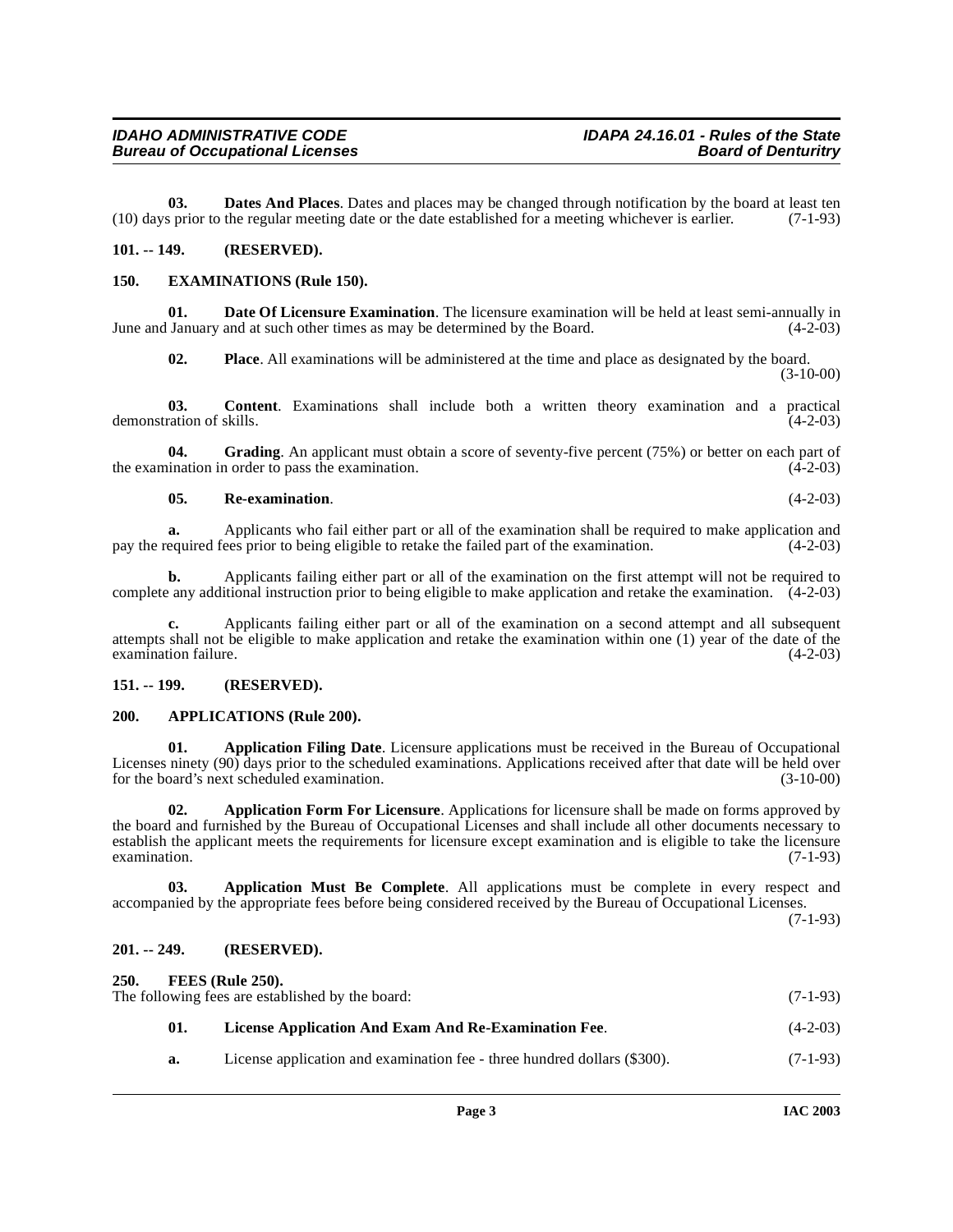**03. Dates And Places**. Dates and places may be changed through notification by the board at least ten (10) days prior to the regular meeting date or the date established for a meeting whichever is earlier. (7-1-93)

## 101. -- 149. (RESERVED).

## 150. EXAMINATIONS (Rule 150).

**01. Date Of Licensure Examination**. The licensure examination will be held at least semi-annually in June and January and at such other times as may be determined by the Board. (4-2-03)

**02. Place**. All examinations will be administered at the time and place as designated by the board. (3-10-00)

**03. Content**. Examinations shall include both a written theory examination and a practical demonstration of skills. (4-2-03)

**04. Grading**. An applicant must obtain a score of seventy-five percent (75%) or better on each part of the examination in order to pass the examination. (4-2-03)

**05. Re-examination**. (4-2-03)

**a.** Applicants who fail either part or all of the examination shall be required to make application and pay the required fees prior to being eligible to retake the failed part of the examination. (4-2-03)

**b.** Applicants failing either part or all of the examination on the first attempt will not be required to complete any additional instruction prior to being eligible to make application and retake the examination. (4-2-03)

**c.** Applicants failing either part or all of the examination on a second attempt and all subsequent attempts shall not be eligible to make application and retake the examination within one (1) year of the date of the examination failure. (4-2-03)

## 151. -- 199. (RESERVED).

## 200. APPLICATIONS (Rule 200).

**01. Application Filing Date**. Licensure applications must be received in the Bureau of Occupational Licenses ninety (90) days prior to the scheduled examinations. Applications received after that date will be held over for the board's next scheduled examination. (3-10-00)

**02. Application Form For Licensure**. Applications for licensure shall be made on forms approved by the board and furnished by the Bureau of Occupational Licenses and shall include all other documents necessary to establish the applicant meets the requirements for licensure except examination and is eligible to take the licensure examination. (7-1-93)

**03. Application Must Be Complete**. All applications must be complete in every respect and accompanied by the appropriate fees before being considered received by the Bureau of Occupational Licenses. (7-1-93)

## 201. -- 249. (RESERVED).

## 250. FEES (Rule 250).

The following fees are established by the board: (7-1-93)

**01. License Application And Exam And Re-Examination Fee**. (4-2-03)

**a.** License application and examination fee - three hundred dollars ($300). (7-1-93)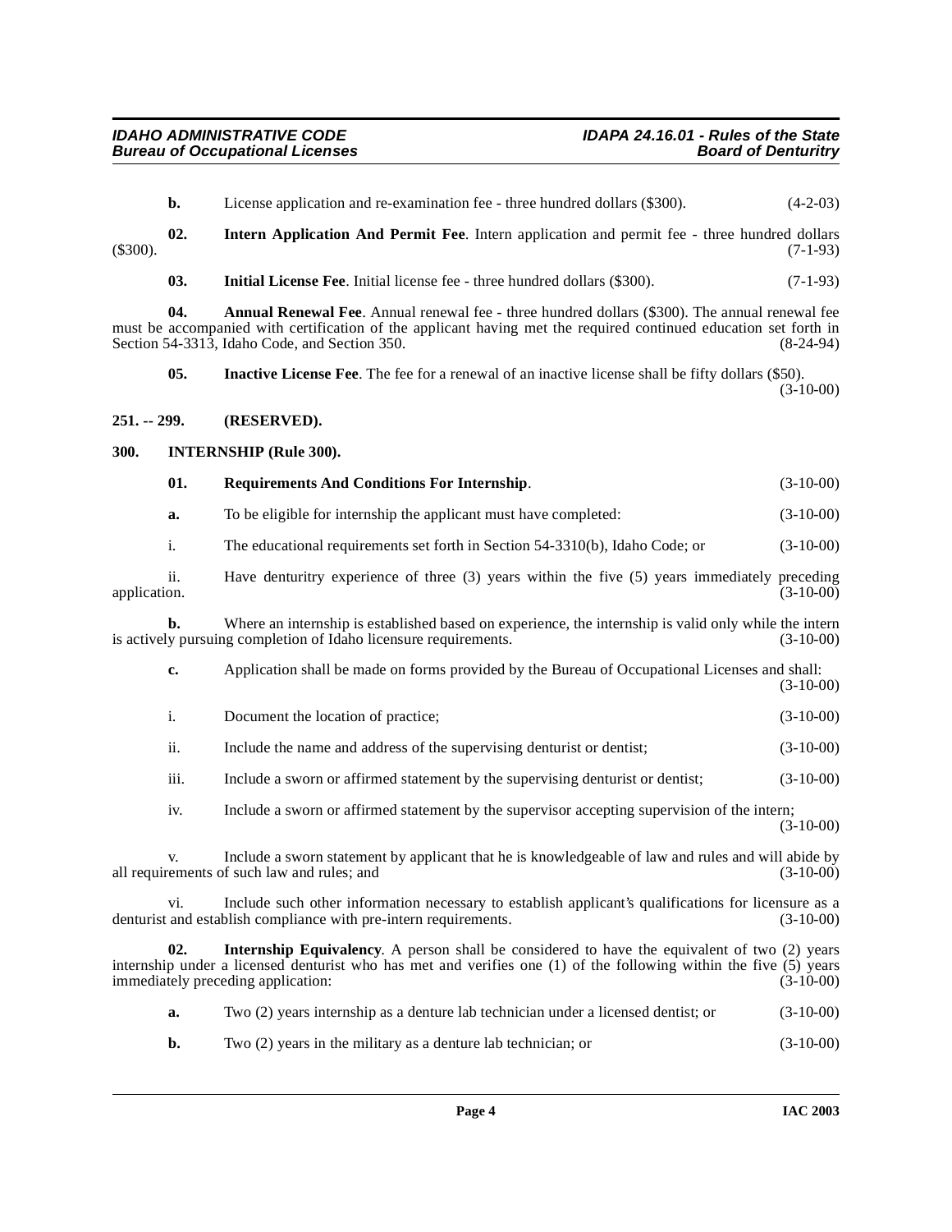**b.** License application and re-examination fee - three hundred dollars ($300). (4-2-03)

**02. Intern Application And Permit Fee**. Intern application and permit fee - three hundred dollars ($300). (7-1-93)

**03. Initial License Fee**. Initial license fee - three hundred dollars ($300). (7-1-93)

**04. Annual Renewal Fee**. Annual renewal fee - three hundred dollars ($300). The annual renewal fee must be accompanied with certification of the applicant having met the required continued education set forth in Section 54-3313, Idaho Code, and Section 350. (8-24-94)

**05. Inactive License Fee**. The fee for a renewal of an inactive license shall be fifty dollars ($50). (3-10-00)

### 251. -- 299. (RESERVED).

### 300. INTERNSHIP (Rule 300).

**01. Requirements And Conditions For Internship**. (3-10-00)

**a.** To be eligible for internship the applicant must have completed: (3-10-00)

i. The educational requirements set forth in Section 54-3310(b), Idaho Code; or (3-10-00)

ii. Have denturitry experience of three (3) years within the five (5) years immediately preceding application. (3-10-00)

**b.** Where an internship is established based on experience, the internship is valid only while the intern is actively pursuing completion of Idaho licensure requirements. (3-10-00)

**c.** Application shall be made on forms provided by the Bureau of Occupational Licenses and shall: (3-10-00)

i. Document the location of practice; (3-10-00)

ii. Include the name and address of the supervising denturist or dentist; (3-10-00)

iii. Include a sworn or affirmed statement by the supervising denturist or dentist; (3-10-00)

iv. Include a sworn or affirmed statement by the supervisor accepting supervision of the intern; (3-10-00)

v. Include a sworn statement by applicant that he is knowledgeable of law and rules and will abide by all requirements of such law and rules; and (3-10-00)

vi. Include such other information necessary to establish applicant's qualifications for licensure as a denturist and establish compliance with pre-intern requirements. (3-10-00)

**02. Internship Equivalency**. A person shall be considered to have the equivalent of two (2) years internship under a licensed denturist who has met and verifies one (1) of the following within the five (5) years immediately preceding application: (3-10-00)

**a.** Two (2) years internship as a denture lab technician under a licensed dentist; or (3-10-00)

**b.** Two (2) years in the military as a denture lab technician; or (3-10-00)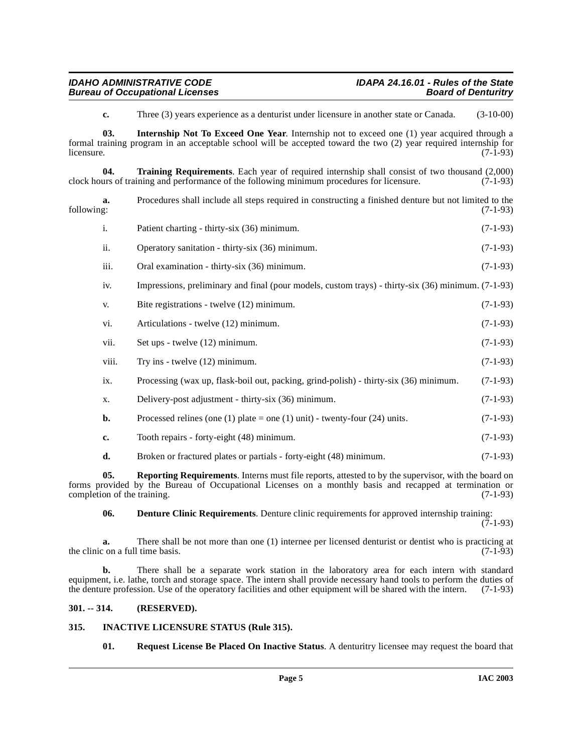**c.** Three (3) years experience as a denturist under licensure in another state or Canada. (3-10-00)

**03. Internship Not To Exceed One Year**. Internship not to exceed one (1) year acquired through a formal training program in an acceptable school will be accepted toward the two (2) year required internship for licensure. (7-1-93)

**04. Training Requirements**. Each year of required internship shall consist of two thousand (2,000) clock hours of training and performance of the following minimum procedures for licensure. (7-1-93)

**a.** Procedures shall include all steps required in constructing a finished denture but not limited to the following: (7-1-93)

i. Patient charting - thirty-six (36) minimum. (7-1-93)

ii. Operatory sanitation - thirty-six (36) minimum. (7-1-93)

iii. Oral examination - thirty-six (36) minimum. (7-1-93)

iv. Impressions, preliminary and final (pour models, custom trays) - thirty-six (36) minimum. (7-1-93)

v. Bite registrations - twelve (12) minimum. (7-1-93)

vi. Articulations - twelve (12) minimum. (7-1-93)

vii. Set ups - twelve (12) minimum. (7-1-93)

viii. Try ins - twelve (12) minimum. (7-1-93)

ix. Processing (wax up, flask-boil out, packing, grind-polish) - thirty-six (36) minimum. (7-1-93)

x. Delivery-post adjustment - thirty-six (36) minimum. (7-1-93)

**b.** Processed relines (one (1) plate = one (1) unit) - twenty-four (24) units. (7-1-93)

**c.** Tooth repairs - forty-eight (48) minimum. (7-1-93)

**d.** Broken or fractured plates or partials - forty-eight (48) minimum. (7-1-93)

**05. Reporting Requirements**. Interns must file reports, attested to by the supervisor, with the board on forms provided by the Bureau of Occupational Licenses on a monthly basis and recapped at termination or completion of the training. (7-1-93)

**06. Denture Clinic Requirements**. Denture clinic requirements for approved internship training: (7-1-93)

**a.** There shall be not more than one (1) internee per licensed denturist or dentist who is practicing at the clinic on a full time basis. (7-1-93)

**b.** There shall be a separate work station in the laboratory area for each intern with standard equipment, i.e. lathe, torch and storage space. The intern shall provide necessary hand tools to perform the duties of the denture profession. Use of the operatory facilities and other equipment will be shared with the intern. (7-1-93)

## 301. -- 314. (RESERVED).

## 315. INACTIVE LICENSURE STATUS (Rule 315).

**01. Request License Be Placed On Inactive Status**. A denturitry licensee may request the board that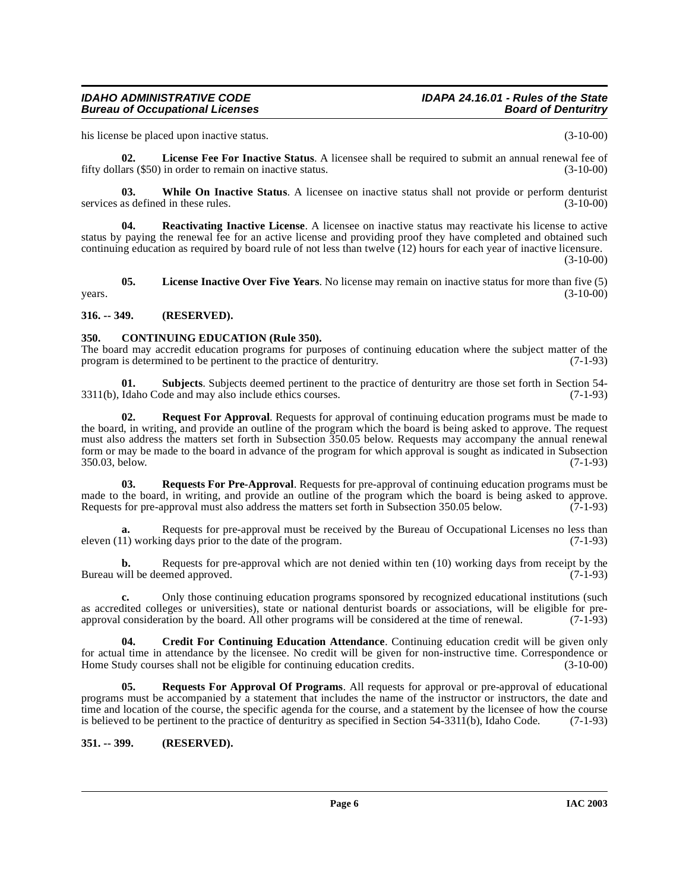his license be placed upon inactive status. (3-10-00)

**02. License Fee For Inactive Status**. A licensee shall be required to submit an annual renewal fee of fifty dollars ($50) in order to remain on inactive status. (3-10-00)

**03. While On Inactive Status**. A licensee on inactive status shall not provide or perform denturist services as defined in these rules. (3-10-00)

**04. Reactivating Inactive License**. A licensee on inactive status may reactivate his license to active status by paying the renewal fee for an active license and providing proof they have completed and obtained such continuing education as required by board rule of not less than twelve (12) hours for each year of inactive licensure. (3-10-00)

**05. License Inactive Over Five Years**. No license may remain on inactive status for more than five (5) years. (3-10-00)

### 316. -- 349. (RESERVED).

### 350. CONTINUING EDUCATION (Rule 350).

The board may accredit education programs for purposes of continuing education where the subject matter of the program is determined to be pertinent to the practice of denturitry. (7-1-93)

**01. Subjects**. Subjects deemed pertinent to the practice of denturitry are those set forth in Section 54-3311(b), Idaho Code and may also include ethics courses. (7-1-93)

**02. Request For Approval**. Requests for approval of continuing education programs must be made to the board, in writing, and provide an outline of the program which the board is being asked to approve. The request must also address the matters set forth in Subsection 350.05 below. Requests may accompany the annual renewal form or may be made to the board in advance of the program for which approval is sought as indicated in Subsection 350.03, below. (7-1-93)

**03. Requests For Pre-Approval**. Requests for pre-approval of continuing education programs must be made to the board, in writing, and provide an outline of the program which the board is being asked to approve. Requests for pre-approval must also address the matters set forth in Subsection 350.05 below. (7-1-93)

**a.** Requests for pre-approval must be received by the Bureau of Occupational Licenses no less than eleven (11) working days prior to the date of the program. (7-1-93)

**b.** Requests for pre-approval which are not denied within ten (10) working days from receipt by the Bureau will be deemed approved. (7-1-93)

**c.** Only those continuing education programs sponsored by recognized educational institutions (such as accredited colleges or universities), state or national denturist boards or associations, will be eligible for pre-approval consideration by the board. All other programs will be considered at the time of renewal. (7-1-93)

**04. Credit For Continuing Education Attendance**. Continuing education credit will be given only for actual time in attendance by the licensee. No credit will be given for non-instructive time. Correspondence or Home Study courses shall not be eligible for continuing education credits. (3-10-00)

**05. Requests For Approval Of Programs**. All requests for approval or pre-approval of educational programs must be accompanied by a statement that includes the name of the instructor or instructors, the date and time and location of the course, the specific agenda for the course, and a statement by the licensee of how the course is believed to be pertinent to the practice of denturitry as specified in Section 54-3311(b), Idaho Code. (7-1-93)

### 351. -- 399. (RESERVED).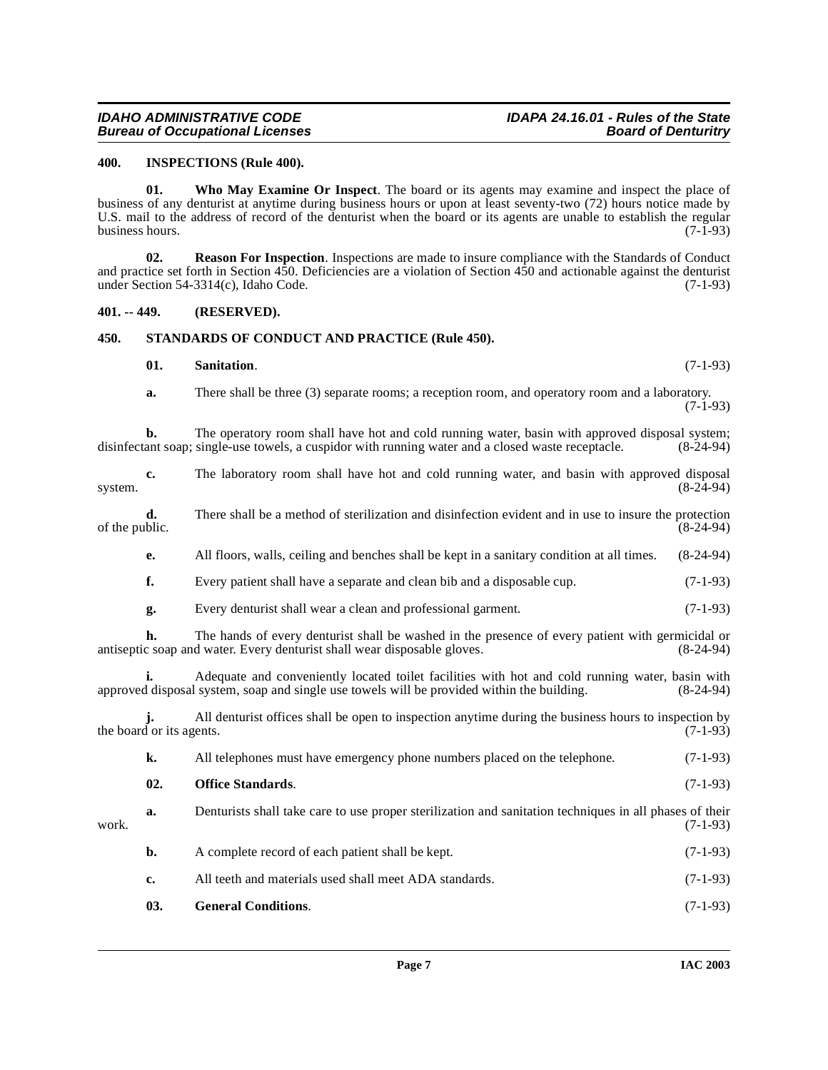### 400. INSPECTIONS (Rule 400).

**01. Who May Examine Or Inspect**. The board or its agents may examine and inspect the place of business of any denturist at anytime during business hours or upon at least seventy-two (72) hours notice made by U.S. mail to the address of record of the denturist when the board or its agents are unable to establish the regular business hours. (7-1-93)

**02. Reason For Inspection**. Inspections are made to insure compliance with the Standards of Conduct and practice set forth in Section 450. Deficiencies are a violation of Section 450 and actionable against the denturist under Section 54-3314(c), Idaho Code. (7-1-93)

### 401. -- 449. (RESERVED).

### 450. STANDARDS OF CONDUCT AND PRACTICE (Rule 450).

**01. Sanitation**. (7-1-93)

**a.** There shall be three (3) separate rooms; a reception room, and operatory room and a laboratory. (7-1-93)

**b.** The operatory room shall have hot and cold running water, basin with approved disposal system; disinfectant soap; single-use towels, a cuspidor with running water and a closed waste receptacle. (8-24-94)

**c.** The laboratory room shall have hot and cold running water, and basin with approved disposal system. (8-24-94)

**d.** There shall be a method of sterilization and disinfection evident and in use to insure the protection of the public. (8-24-94)

**e.** All floors, walls, ceiling and benches shall be kept in a sanitary condition at all times. (8-24-94)

**f.** Every patient shall have a separate and clean bib and a disposable cup. (7-1-93)

**g.** Every denturist shall wear a clean and professional garment. (7-1-93)

**h.** The hands of every denturist shall be washed in the presence of every patient with germicidal or antiseptic soap and water. Every denturist shall wear disposable gloves. (8-24-94)

**i.** Adequate and conveniently located toilet facilities with hot and cold running water, basin with approved disposal system, soap and single use towels will be provided within the building. (8-24-94)

**j.** All denturist offices shall be open to inspection anytime during the business hours to inspection by the board or its agents. (7-1-93)

**k.** All telephones must have emergency phone numbers placed on the telephone. (7-1-93)

**02. Office Standards**. (7-1-93)

**a.** Denturists shall take care to use proper sterilization and sanitation techniques in all phases of their work. (7-1-93)

**b.** A complete record of each patient shall be kept. (7-1-93)

**c.** All teeth and materials used shall meet ADA standards. (7-1-93)

**03. General Conditions**. (7-1-93)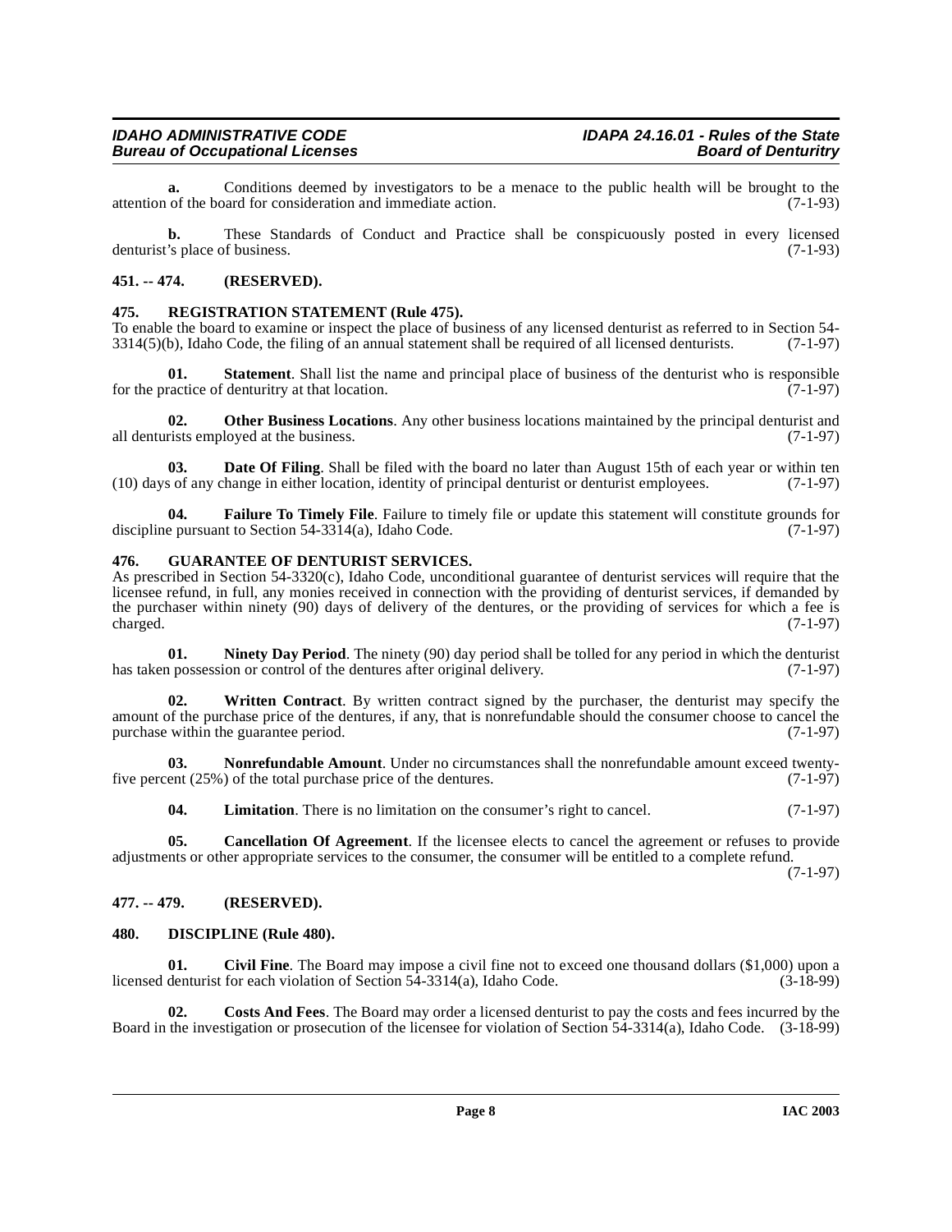**a.** Conditions deemed by investigators to be a menace to the public health will be brought to the attention of the board for consideration and immediate action. (7-1-93)

**b.** These Standards of Conduct and Practice shall be conspicuously posted in every licensed denturist's place of business. (7-1-93)

## 451. -- 474. (RESERVED).

## 475. REGISTRATION STATEMENT (Rule 475).

To enable the board to examine or inspect the place of business of any licensed denturist as referred to in Section 54-3314(5)(b), Idaho Code, the filing of an annual statement shall be required of all licensed denturists. (7-1-97)

**01. Statement**. Shall list the name and principal place of business of the denturist who is responsible for the practice of denturitry at that location. (7-1-97)

**02. Other Business Locations**. Any other business locations maintained by the principal denturist and all denturists employed at the business. (7-1-97)

**03. Date Of Filing**. Shall be filed with the board no later than August 15th of each year or within ten (10) days of any change in either location, identity of principal denturist or denturist employees. (7-1-97)

**04. Failure To Timely File**. Failure to timely file or update this statement will constitute grounds for discipline pursuant to Section 54-3314(a), Idaho Code. (7-1-97)

## 476. GUARANTEE OF DENTURIST SERVICES.

As prescribed in Section 54-3320(c), Idaho Code, unconditional guarantee of denturist services will require that the licensee refund, in full, any monies received in connection with the providing of denturist services, if demanded by the purchaser within ninety (90) days of delivery of the dentures, or the providing of services for which a fee is charged. (7-1-97)

**01. Ninety Day Period**. The ninety (90) day period shall be tolled for any period in which the denturist has taken possession or control of the dentures after original delivery. (7-1-97)

**02. Written Contract**. By written contract signed by the purchaser, the denturist may specify the amount of the purchase price of the dentures, if any, that is nonrefundable should the consumer choose to cancel the purchase within the guarantee period. (7-1-97)

**03. Nonrefundable Amount**. Under no circumstances shall the nonrefundable amount exceed twenty-five percent (25%) of the total purchase price of the dentures. (7-1-97)

**04. Limitation**. There is no limitation on the consumer's right to cancel. (7-1-97)

**05. Cancellation Of Agreement**. If the licensee elects to cancel the agreement or refuses to provide adjustments or other appropriate services to the consumer, the consumer will be entitled to a complete refund. (7-1-97)

## 477. -- 479. (RESERVED).

## 480. DISCIPLINE (Rule 480).

**01. Civil Fine**. The Board may impose a civil fine not to exceed one thousand dollars ($1,000) upon a licensed denturist for each violation of Section 54-3314(a), Idaho Code. (3-18-99)

**02. Costs And Fees**. The Board may order a licensed denturist to pay the costs and fees incurred by the Board in the investigation or prosecution of the licensee for violation of Section 54-3314(a), Idaho Code. (3-18-99)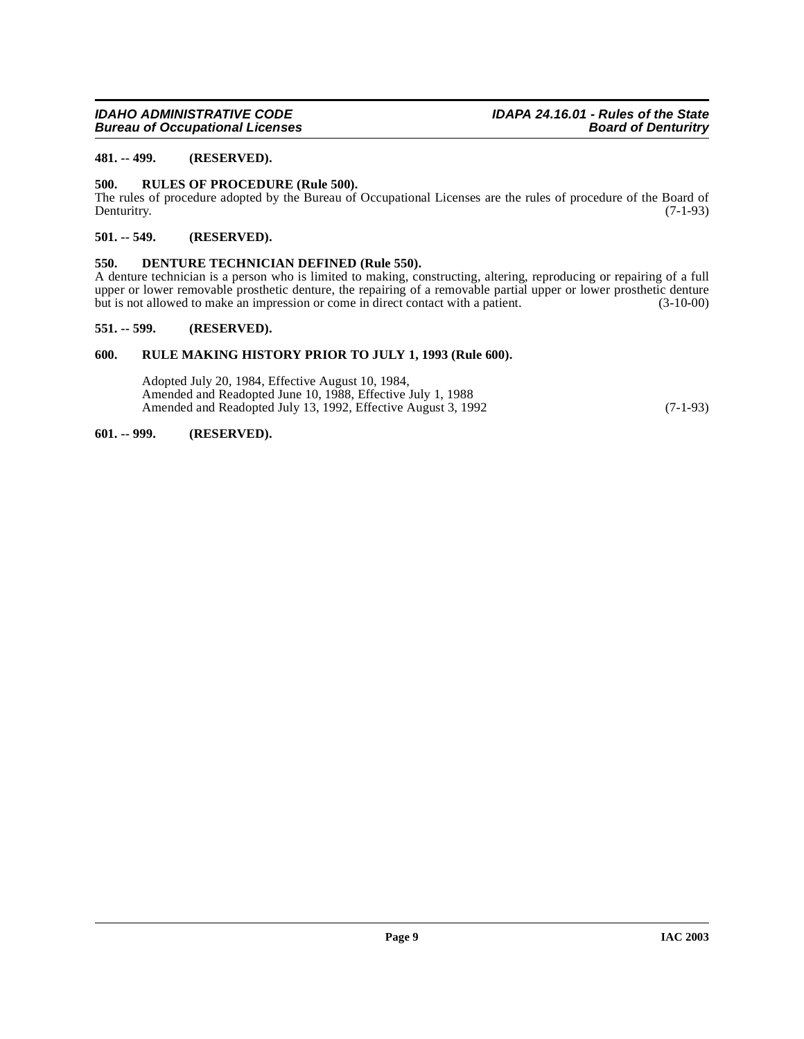**481. -- 499. (RESERVED).**

**500. RULES OF PROCEDURE (Rule 500).**

The rules of procedure adopted by the Bureau of Occupational Licenses are the rules of procedure of the Board of Denturitry. (7-1-93)

**501. -- 549. (RESERVED).**

**550. DENTURE TECHNICIAN DEFINED (Rule 550).**

A denture technician is a person who is limited to making, constructing, altering, reproducing or repairing of a full upper or lower removable prosthetic denture, the repairing of a removable partial upper or lower prosthetic denture but is not allowed to make an impression or come in direct contact with a patient. (3-10-00)

**551. -- 599. (RESERVED).**

**600. RULE MAKING HISTORY PRIOR TO JULY 1, 1993 (Rule 600).**

Adopted July 20, 1984, Effective August 10, 1984,
Amended and Readopted June 10, 1988, Effective July 1, 1988
Amended and Readopted July 13, 1992, Effective August 3, 1992 (7-1-93)

**601. -- 999. (RESERVED).**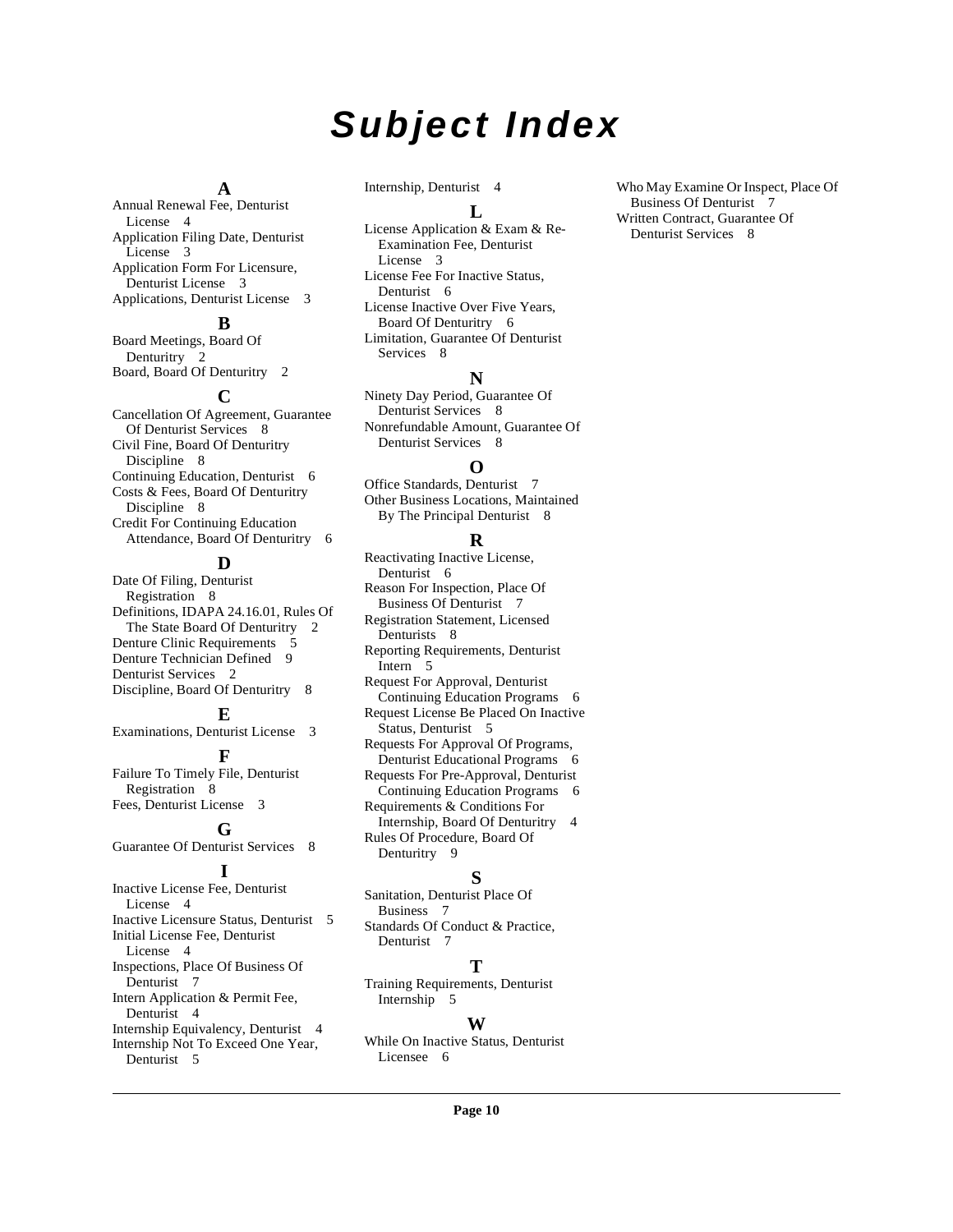# Subject Index

**A**

Annual Renewal Fee, Denturist License 4
Application Filing Date, Denturist License 3
Application Form For Licensure, Denturist License 3
Applications, Denturist License 3

**B**

Board Meetings, Board Of Denturitry 2
Board, Board Of Denturitry 2

**C**

Cancellation Of Agreement, Guarantee Of Denturist Services 8
Civil Fine, Board Of Denturitry Discipline 8
Continuing Education, Denturist 6
Costs & Fees, Board Of Denturitry Discipline 8
Credit For Continuing Education Attendance, Board Of Denturitry 6

**D**

Date Of Filing, Denturist Registration 8
Definitions, IDAPA 24.16.01, Rules Of The State Board Of Denturitry 2
Denture Clinic Requirements 5
Denture Technician Defined 9
Denturist Services 2
Discipline, Board Of Denturitry 8

**E**

Examinations, Denturist License 3

**F**

Failure To Timely File, Denturist Registration 8
Fees, Denturist License 3

**G**

Guarantee Of Denturist Services 8

**I**

Inactive License Fee, Denturist License 4
Inactive Licensure Status, Denturist 5
Initial License Fee, Denturist License 4
Inspections, Place Of Business Of Denturist 7
Intern Application & Permit Fee, Denturist 4
Internship Equivalency, Denturist 4
Internship Not To Exceed One Year, Denturist 5
Internship, Denturist 4

**L**

License Application & Exam & Re-Examination Fee, Denturist License 3
License Fee For Inactive Status, Denturist 6
License Inactive Over Five Years, Board Of Denturitry 6
Limitation, Guarantee Of Denturist Services 8

**N**

Ninety Day Period, Guarantee Of Denturist Services 8
Nonrefundable Amount, Guarantee Of Denturist Services 8

**O**

Office Standards, Denturist 7
Other Business Locations, Maintained By The Principal Denturist 8

**R**

Reactivating Inactive License, Denturist 6
Reason For Inspection, Place Of Business Of Denturist 7
Registration Statement, Licensed Denturists 8
Reporting Requirements, Denturist Intern 5
Request For Approval, Denturist Continuing Education Programs 6
Request License Be Placed On Inactive Status, Denturist 5
Requests For Approval Of Programs, Denturist Educational Programs 6
Requests For Pre-Approval, Denturist Continuing Education Programs 6
Requirements & Conditions For Internship, Board Of Denturitry 4
Rules Of Procedure, Board Of Denturitry 9

**S**

Sanitation, Denturist Place Of Business 7
Standards Of Conduct & Practice, Denturist 7

**T**

Training Requirements, Denturist Internship 5

**W**

While On Inactive Status, Denturist Licensee 6
Who May Examine Or Inspect, Place Of Business Of Denturist 7
Written Contract, Guarantee Of Denturist Services 8